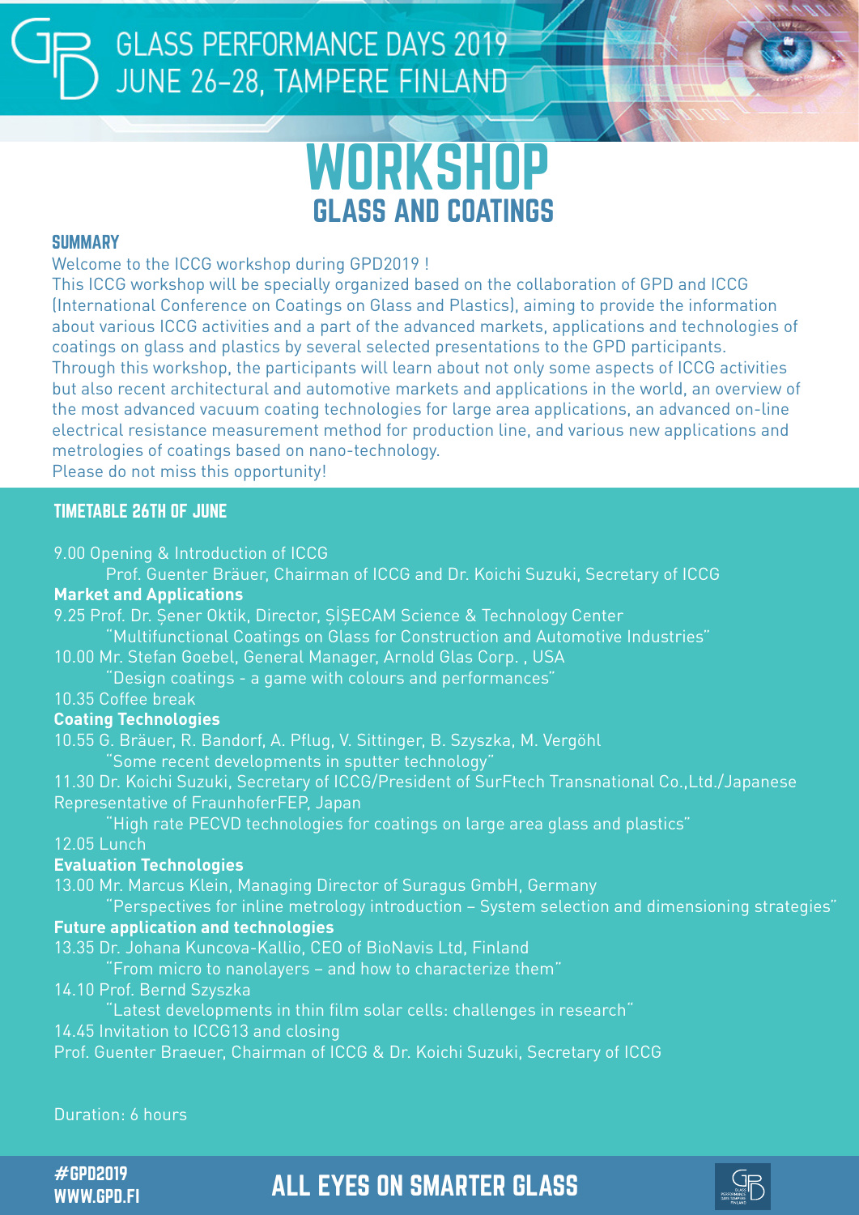# GLASS PERFORMANCE DAYS 2019
JUNE 26–28, TAMPERE FINLAND

# WORKSHOP
## GLASS AND COATINGS

### SUMMARY

Welcome to the ICCG workshop during GPD2019 !
This ICCG workshop will be specially organized based on the collaboration of GPD and ICCG (International Conference on Coatings on Glass and Plastics), aiming to provide the information about various ICCG activities and a part of the advanced markets, applications and technologies of coatings on glass and plastics by several selected presentations to the GPD participants.
Through this workshop, the participants will learn about not only some aspects of ICCG activities but also recent architectural and automotive markets and applications in the world, an overview of the most advanced vacuum coating technologies for large area applications, an advanced on-line electrical resistance measurement method for production line, and various new applications and metrologies of coatings based on nano-technology.
Please do not miss this opportunity!

### TIMETABLE 26TH OF JUNE

9.00 Opening & Introduction of ICCG
Prof. Guenter Bräuer, Chairman of ICCG and Dr. Koichi Suzuki, Secretary of ICCG

**Market and Applications**

9.25 Prof. Dr. Şener Oktik, Director, ŞİŞECAM Science & Technology Center
"Multifunctional Coatings on Glass for Construction and Automotive Industries"

10.00 Mr. Stefan Goebel, General Manager, Arnold Glas Corp. , USA
"Design coatings - a game with colours and performances"

10.35 Coffee break

**Coating Technologies**

10.55 G. Bräuer, R. Bandorf, A. Pflug, V. Sittinger, B. Szyszka, M. Vergöhl
"Some recent developments in sputter technology"

11.30 Dr. Koichi Suzuki, Secretary of ICCG/President of SurFtech Transnational Co.,Ltd./Japanese Representative of FraunhoferFEP, Japan
"High rate PECVD technologies for coatings on large area glass and plastics"

12.05 Lunch

**Evaluation Technologies**

13.00 Mr. Marcus Klein, Managing Director of Suragus GmbH, Germany
"Perspectives for inline metrology introduction – System selection and dimensioning strategies"

**Future application and technologies**

13.35 Dr. Johana Kuncova-Kallio, CEO of BioNavis Ltd, Finland
"From micro to nanolayers – and how to characterize them"

14.10 Prof. Bernd Szyszka
"Latest developments in thin film solar cells: challenges in research"

14.45 Invitation to ICCG13 and closing
Prof. Guenter Braeuer, Chairman of ICCG & Dr. Koichi Suzuki, Secretary of ICCG

Duration: 6 hours

#GPD2019
WWW.GPD.FI

ALL EYES ON SMARTER GLASS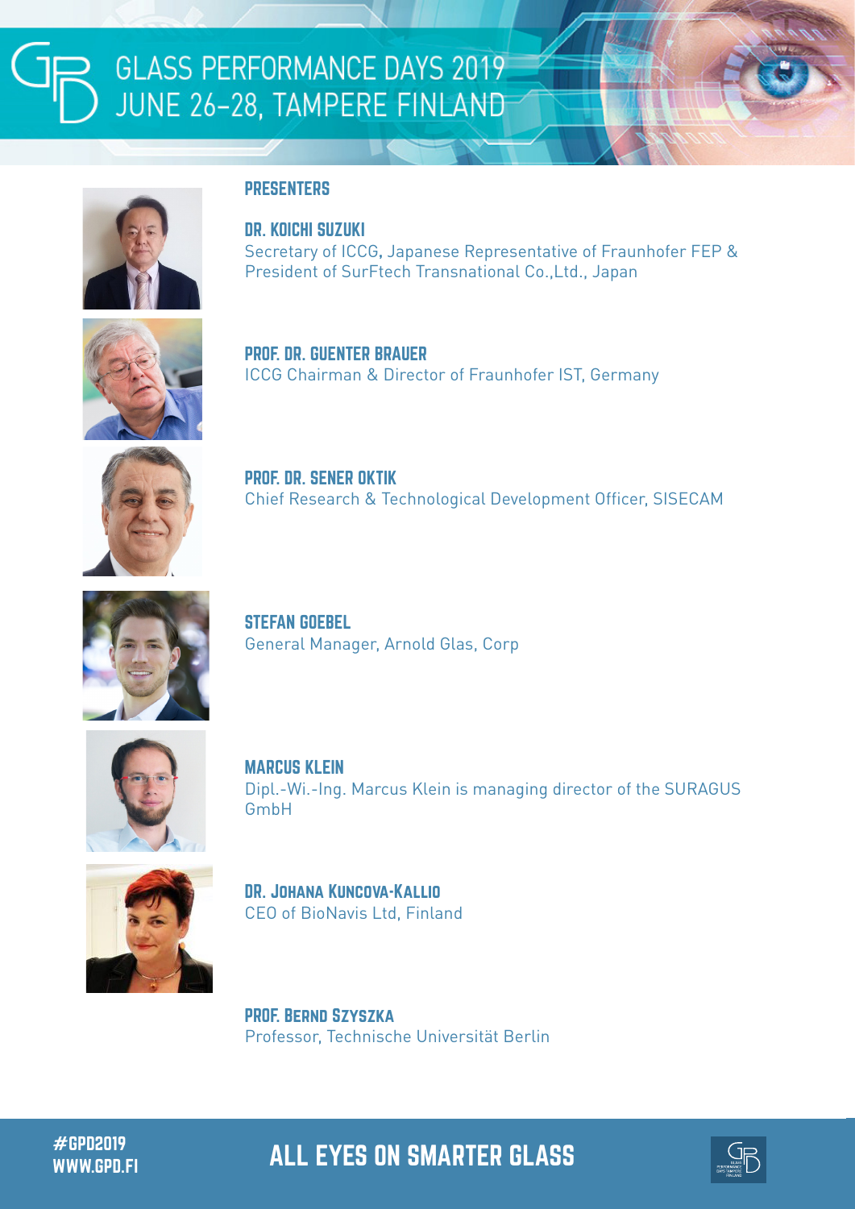# GLASS PERFORMANCE DAYS 2019
## JUNE 26–28, TAMPERE FINLAND

## PRESENTERS

### DR. KOICHI SUZUKI
Secretary of ICCG, Japanese Representative of Fraunhofer FEP & President of SurFtech Transnational Co.,Ltd., Japan

### PROF. DR. GUENTER BRAUER
ICCG Chairman & Director of Fraunhofer IST, Germany

### PROF. DR. SENER OKTIK
Chief Research & Technological Development Officer, SISECAM

### STEFAN GOEBEL
General Manager, Arnold Glas, Corp

### MARCUS KLEIN
Dipl.-Wi.-Ing. Marcus Klein is managing director of the SURAGUS GmbH

### DR. JOHANA KUNCOVA-KALLIO
CEO of BioNavis Ltd, Finland

### PROF. BERND SZYSZKA
Professor, Technische Universität Berlin

#GPD2019
WWW.GPD.FI

**ALL EYES ON SMARTER GLASS**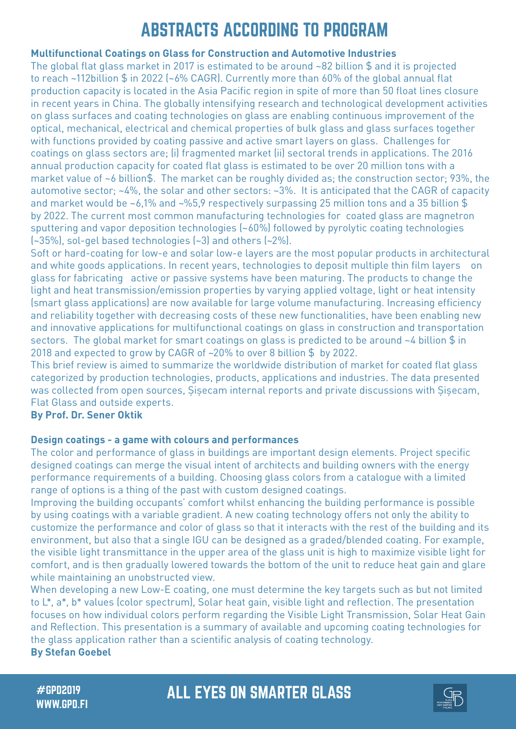# ABSTRACTS ACCORDING TO PROGRAM

**Multifunctional Coatings on Glass for Construction and Automotive Industries**

The global flat glass market in 2017 is estimated to be around ~82 billion $ and it is projected to reach ~112billion $ in 2022 (~6% CAGR). Currently more than 60% of the global annual flat production capacity is located in the Asia Pacific region in spite of more than 50 float lines closure in recent years in China. The globally intensifying research and technological development activities on glass surfaces and coating technologies on glass are enabling continuous improvement of the optical, mechanical, electrical and chemical properties of bulk glass and glass surfaces together with functions provided by coating passive and active smart layers on glass. Challenges for coatings on glass sectors are; (i) fragmented market (ii) sectoral trends in applications. The 2016 annual production capacity for coated flat glass is estimated to be over 20 million tons with a market value of ~6 billion$. The market can be roughly divided as; the construction sector; 93%, the automotive sector; ~4%, the solar and other sectors: ~3%. It is anticipated that the CAGR of capacity and market would be ~6,1% and ~%5,9 respectively surpassing 25 million tons and a 35 billion $ by 2022. The current most common manufacturing technologies for coated glass are magnetron sputtering and vapor deposition technologies (~60%) followed by pyrolytic coating technologies (~35%), sol-gel based technologies (~3) and others (~2%).

Soft or hard-coating for low-e and solar low-e layers are the most popular products in architectural and white goods applications. In recent years, technologies to deposit multiple thin film layers on glass for fabricating active or passive systems have been maturing. The products to change the light and heat transmission/emission properties by varying applied voltage, light or heat intensity (smart glass applications) are now available for large volume manufacturing. Increasing efficiency and reliability together with decreasing costs of these new functionalities, have been enabling new and innovative applications for multifunctional coatings on glass in construction and transportation sectors. The global market for smart coatings on glass is predicted to be around ~4 billion $ in 2018 and expected to grow by CAGR of ~20% to over 8 billion $ by 2022.

This brief review is aimed to summarize the worldwide distribution of market for coated flat glass categorized by production technologies, products, applications and industries. The data presented was collected from open sources, Şişecam internal reports and private discussions with Şişecam, Flat Glass and outside experts.

**By Prof. Dr. Sener Oktik**

**Design coatings - a game with colours and performances**

The color and performance of glass in buildings are important design elements. Project specific designed coatings can merge the visual intent of architects and building owners with the energy performance requirements of a building. Choosing glass colors from a catalogue with a limited range of options is a thing of the past with custom designed coatings.

Improving the building occupants' comfort whilst enhancing the building performance is possible by using coatings with a variable gradient. A new coating technology offers not only the ability to customize the performance and color of glass so that it interacts with the rest of the building and its environment, but also that a single IGU can be designed as a graded/blended coating. For example, the visible light transmittance in the upper area of the glass unit is high to maximize visible light for comfort, and is then gradually lowered towards the bottom of the unit to reduce heat gain and glare while maintaining an unobstructed view.

When developing a new Low-E coating, one must determine the key targets such as but not limited to L*, a*, b* values (color spectrum), Solar heat gain, visible light and reflection. The presentation focuses on how individual colors perform regarding the Visible Light Transmission, Solar Heat Gain and Reflection. This presentation is a summary of available and upcoming coating technologies for the glass application rather than a scientific analysis of coating technology.

**By Stefan Goebel**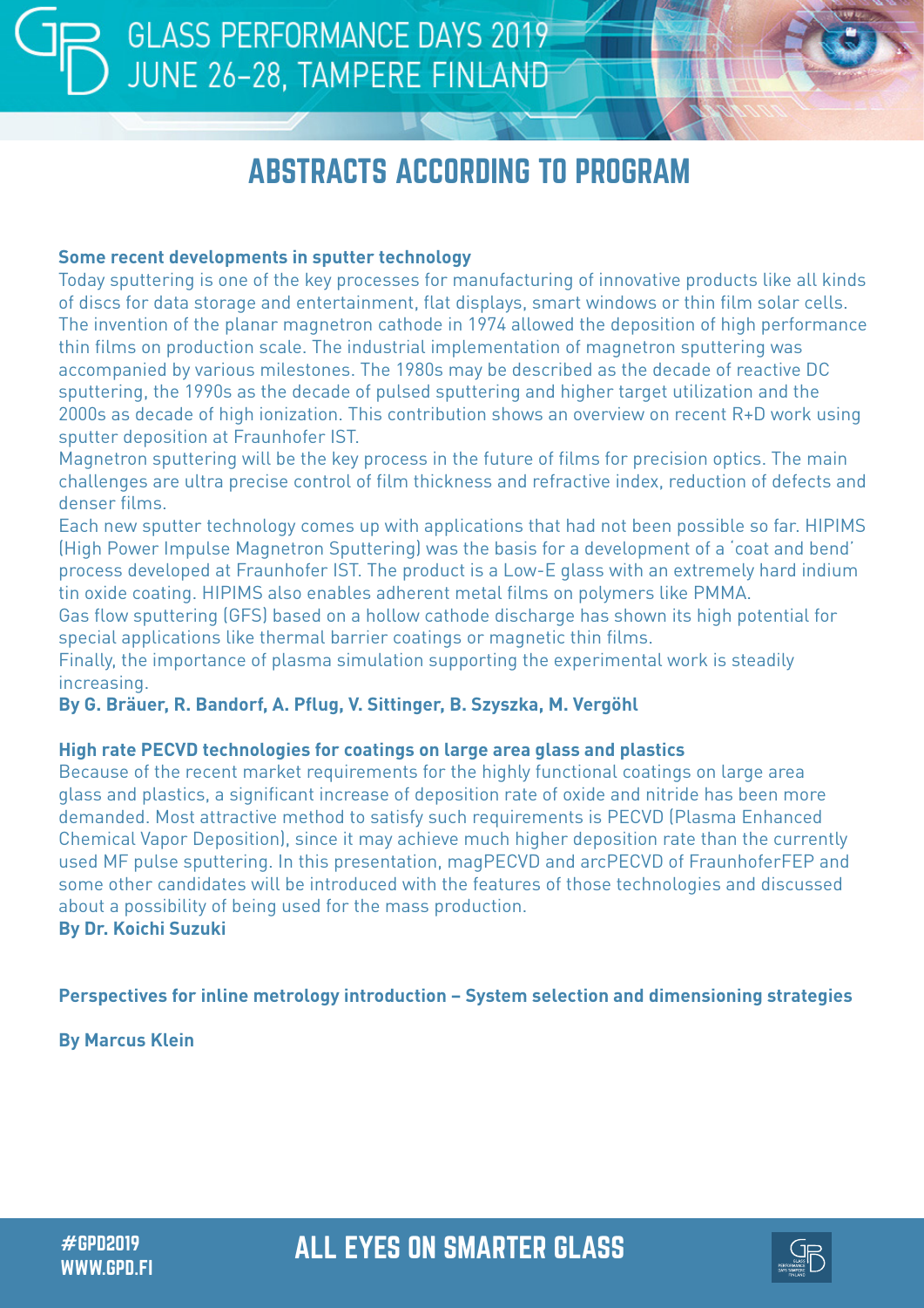# ABSTRACTS ACCORDING TO PROGRAM

**Some recent developments in sputter technology**

Today sputtering is one of the key processes for manufacturing of innovative products like all kinds of discs for data storage and entertainment, flat displays, smart windows or thin film solar cells. The invention of the planar magnetron cathode in 1974 allowed the deposition of high performance thin films on production scale. The industrial implementation of magnetron sputtering was accompanied by various milestones. The 1980s may be described as the decade of reactive DC sputtering, the 1990s as the decade of pulsed sputtering and higher target utilization and the 2000s as decade of high ionization. This contribution shows an overview on recent R+D work using sputter deposition at Fraunhofer IST.

Magnetron sputtering will be the key process in the future of films for precision optics. The main challenges are ultra precise control of film thickness and refractive index, reduction of defects and denser films.

Each new sputter technology comes up with applications that had not been possible so far. HIPIMS (High Power Impulse Magnetron Sputtering) was the basis for a development of a 'coat and bend' process developed at Fraunhofer IST. The product is a Low-E glass with an extremely hard indium tin oxide coating. HIPIMS also enables adherent metal films on polymers like PMMA.

Gas flow sputtering (GFS) based on a hollow cathode discharge has shown its high potential for special applications like thermal barrier coatings or magnetic thin films.

Finally, the importance of plasma simulation supporting the experimental work is steadily increasing.

**By G. Bräuer, R. Bandorf, A. Pflug, V. Sittinger, B. Szyszka, M. Vergöhl**

**High rate PECVD technologies for coatings on large area glass and plastics**

Because of the recent market requirements for the highly functional coatings on large area glass and plastics, a significant increase of deposition rate of oxide and nitride has been more demanded. Most attractive method to satisfy such requirements is PECVD (Plasma Enhanced Chemical Vapor Deposition), since it may achieve much higher deposition rate than the currently used MF pulse sputtering. In this presentation, magPECVD and arcPECVD of FraunhoferFEP and some other candidates will be introduced with the features of those technologies and discussed about a possibility of being used for the mass production.

**By Dr. Koichi Suzuki**

**Perspectives for inline metrology introduction – System selection and dimensioning strategies**

**By Marcus Klein**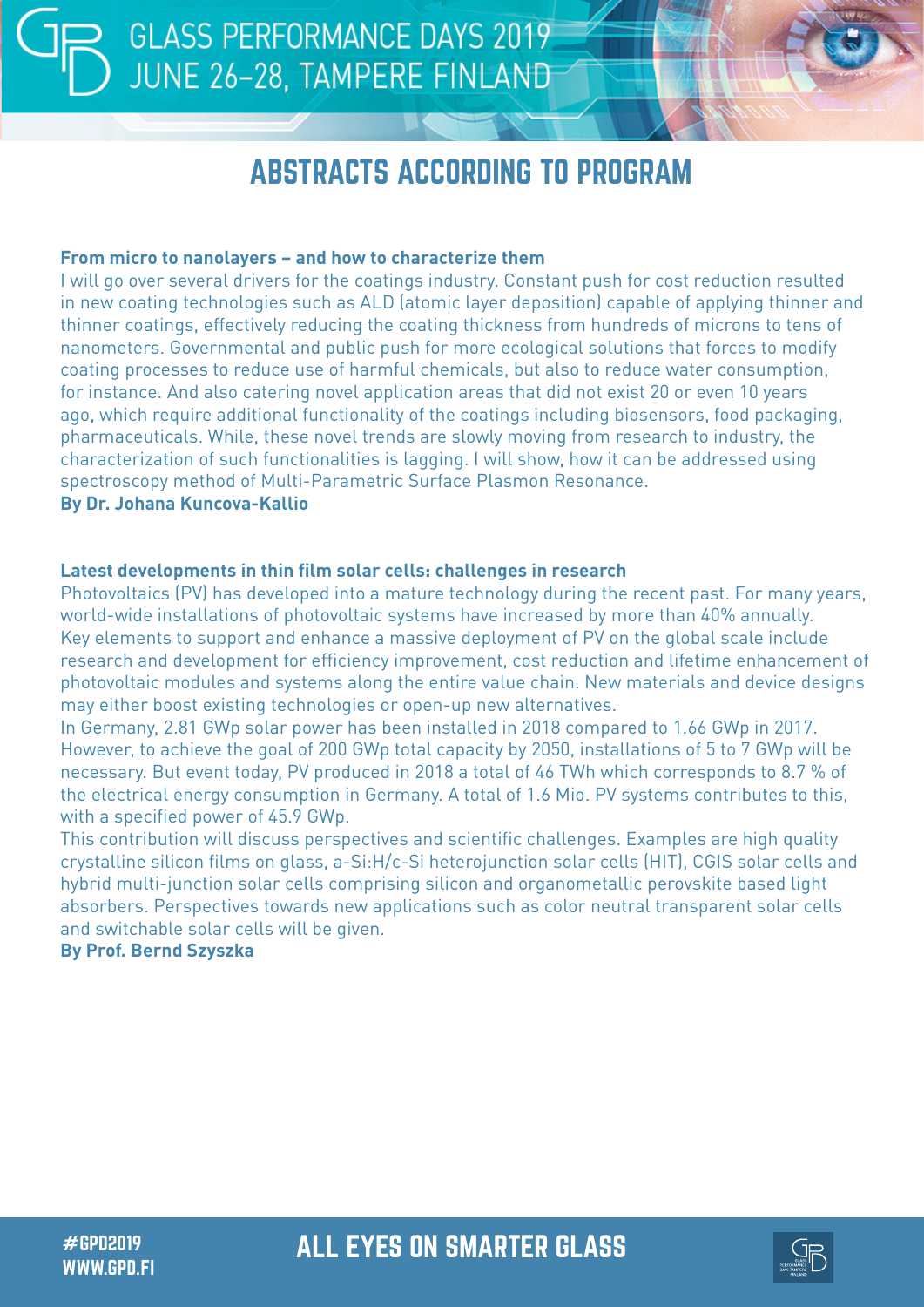# ABSTRACTS ACCORDING TO PROGRAM

**From micro to nanolayers – and how to characterize them**

I will go over several drivers for the coatings industry. Constant push for cost reduction resulted in new coating technologies such as ALD (atomic layer deposition) capable of applying thinner and thinner coatings, effectively reducing the coating thickness from hundreds of microns to tens of nanometers. Governmental and public push for more ecological solutions that forces to modify coating processes to reduce use of harmful chemicals, but also to reduce water consumption, for instance. And also catering novel application areas that did not exist 20 or even 10 years ago, which require additional functionality of the coatings including biosensors, food packaging, pharmaceuticals. While, these novel trends are slowly moving from research to industry, the characterization of such functionalities is lagging. I will show, how it can be addressed using spectroscopy method of Multi-Parametric Surface Plasmon Resonance.

**By Dr. Johana Kuncova-Kallio**

**Latest developments in thin film solar cells: challenges in research**

Photovoltaics (PV) has developed into a mature technology during the recent past. For many years, world-wide installations of photovoltaic systems have increased by more than 40% annually. Key elements to support and enhance a massive deployment of PV on the global scale include research and development for efficiency improvement, cost reduction and lifetime enhancement of photovoltaic modules and systems along the entire value chain. New materials and device designs may either boost existing technologies or open-up new alternatives.

In Germany, 2.81 GWp solar power has been installed in 2018 compared to 1.66 GWp in 2017. However, to achieve the goal of 200 GWp total capacity by 2050, installations of 5 to 7 GWp will be necessary. But event today, PV produced in 2018 a total of 46 TWh which corresponds to 8.7 % of the electrical energy consumption in Germany. A total of 1.6 Mio. PV systems contributes to this, with a specified power of 45.9 GWp.

This contribution will discuss perspectives and scientific challenges. Examples are high quality crystalline silicon films on glass, a-Si:H/c-Si heterojunction solar cells (HIT), CGIS solar cells and hybrid multi-junction solar cells comprising silicon and organometallic perovskite based light absorbers. Perspectives towards new applications such as color neutral transparent solar cells and switchable solar cells will be given.

**By Prof. Bernd Szyszka**